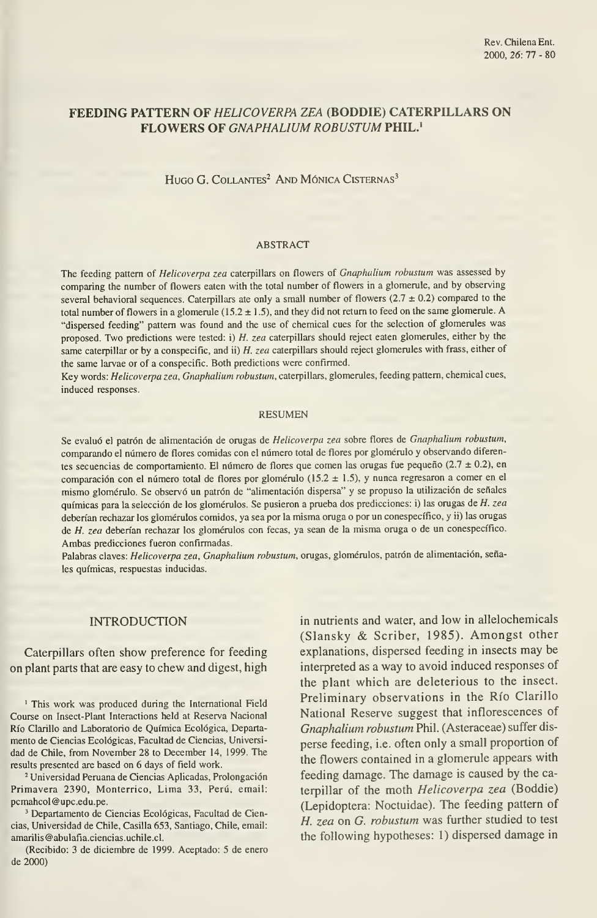# FEEDING PATTERN OF *HELICOVERPA ZEA* (BODDIE) CATERPILLARS ON FLOWERS OF *GNAPHALIUM ROBUSTUM* PHIL.[1]

HUGO G. COLLANTES[2] AND MÓNICA CISTERNAS[3]

## ABSTRACT

The feeding pattern of *Helicoverpa zea* caterpillars on flowers of *Gnaphalium robustum* was assessed by comparing the number of flowers eaten with the total number of flowers in a glomerule, and by observing several behavioral sequences. Caterpillars ate only a small number of flowers (2.7 ± 0.2) compared to the total number of flowers in a glomerule (15.2 ± 1.5), and they did not return to feed on the same glomerule. A "dispersed feeding" pattern was found and the use of chemical cues for the selection of glomerules was proposed. Two predictions were tested: i) *H. zea* caterpillars should reject eaten glomerules, either by the same caterpillar or by a conspecific, and ii) *H. zea* caterpillars should reject glomerules with frass, either of the same larvae or of a conspecific. Both predictions were confirmed.

Key words: *Helicoverpa zea*, *Gnaphalium robustum*, caterpillars, glomerules, feeding pattern, chemical cues, induced responses.

## RESUMEN

Se evaluó el patrón de alimentación de orugas de *Helicoverpa zea* sobre flores de *Gnaphalium robustum*, comparando el número de flores comidas con el número total de flores por glomérulo y observando diferentes secuencias de comportamiento. El número de flores que comen las orugas fue pequeño (2.7 ± 0.2), en comparación con el número total de flores por glomérulo (15.2 ± 1.5), y nunca regresaron a comer en el mismo glomérulo. Se observó un patrón de "alimentación dispersa" y se propuso la utilización de señales químicas para la selección de los glomérulos. Se pusieron a prueba dos predicciones: i) las orugas de *H. zea* deberían rechazar los glomérulos comidos, ya sea por la misma oruga o por un conespecífico, y ii) las orugas de *H. zea* deberían rechazar los glomérulos con fecas, ya sean de la misma oruga o de un conespecífico. Ambas predicciones fueron confirmadas.

Palabras claves: *Helicoverpa zea*, *Gnaphalium robustum*, orugas, glomérulos, patrón de alimentación, señales químicas, respuestas inducidas.

## INTRODUCTION

Caterpillars often show preference for feeding on plant parts that are easy to chew and digest, high in nutrients and water, and low in allelochemicals (Slansky & Scriber, 1985). Amongst other explanations, dispersed feeding in insects may be interpreted as a way to avoid induced responses of the plant which are deleterious to the insect. Preliminary observations in the Río Clarillo National Reserve suggest that inflorescences of *Gnaphalium robustum* Phil. (Asteraceae) suffer disperse feeding, i.e. often only a small proportion of the flowers contained in a glomerule appears with feeding damage. The damage is caused by the caterpillar of the moth *Helicoverpa zea* (Boddie) (Lepidoptera: Noctuidae). The feeding pattern of *H. zea* on *G. robustum* was further studied to test the following hypotheses: 1) dispersed damage in

---

[1] This work was produced during the International Field Course on Insect-Plant Interactions held at Reserva Nacional Río Clarillo and Laboratorio de Química Ecológica, Departamento de Ciencias Ecológicas, Facultad de Ciencias, Universidad de Chile, from November 28 to December 14, 1999. The results presented are based on 6 days of field work.

[2] Universidad Peruana de Ciencias Aplicadas, Prolongación Primavera 2390, Monterrico, Lima 33, Perú, email: pcmahcol@upc.edu.pe.

[3] Departamento de Ciencias Ecológicas, Facultad de Ciencias, Universidad de Chile, Casilla 653, Santiago, Chile, email: amarilis@abulafia.ciencias.uchile.cl.

(Recibido: 3 de diciembre de 1999. Aceptado: 5 de enero de 2000)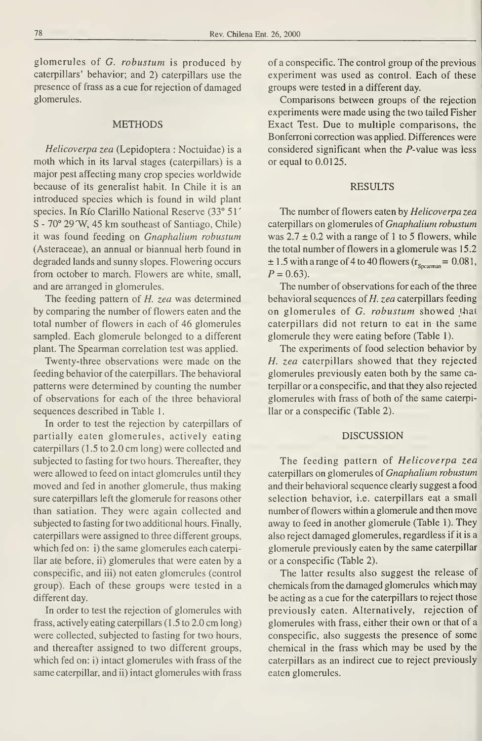glomerules of *G. robustum* is produced by caterpillars' behavior; and 2) caterpillars use the presence of frass as a cue for rejection of damaged glomerules.

## METHODS

*Helicoverpa zea* (Lepidoptera : Noctuidae) is a moth which in its larval stages (caterpillars) is a major pest affecting many crop species worldwide because of its generalist habit. In Chile it is an introduced species which is found in wild plant species. In Río Clarillo National Reserve (33° 51´ S - 70° 29´W, 45 km southeast of Santiago, Chile) it was found feeding on *Gnaphalium robustum* (Asteraceae), an annual or biannual herb found in degraded lands and sunny slopes. Flowering occurs from october to march. Flowers are white, small, and are arranged in glomerules.

The feeding pattern of *H. zea* was determined by comparing the number of flowers eaten and the total number of flowers in each of 46 glomerules sampled. Each glomerule belonged to a different plant. The Spearman correlation test was applied.

Twenty-three observations were made on the feeding behavior of the caterpillars. The behavioral patterns were determined by counting the number of observations for each of the three behavioral sequences described in Table 1.

In order to test the rejection by caterpillars of partially eaten glomerules, actively eating caterpillars (1.5 to 2.0 cm long) were collected and subjected to fasting for two hours. Thereafter, they were allowed to feed on intact glomerules until they moved and fed in another glomerule, thus making sure caterpillars left the glomerule for reasons other than satiation. They were again collected and subjected to fasting for two additional hours. Finally, caterpillars were assigned to three different groups, which fed on: i) the same glomerules each caterpillar ate before, ii) glomerules that were eaten by a conspecific, and iii) not eaten glomerules (control group). Each of these groups were tested in a different day.

In order to test the rejection of glomerules with frass, actively eating caterpillars (1.5 to 2.0 cm long) were collected, subjected to fasting for two hours, and thereafter assigned to two different groups, which fed on: i) intact glomerules with frass of the same caterpillar, and ii) intact glomerules with frass of a conspecific. The control group of the previous experiment was used as control. Each of these groups were tested in a different day.

Comparisons between groups of the rejection experiments were made using the two tailed Fisher Exact Test. Due to multiple comparisons, the Bonferroni correction was applied. Differences were considered significant when the *P*-value was less or equal to 0.0125.

## RESULTS

The number of flowers eaten by *Helicoverpa zea* caterpillars on glomerules of *Gnaphalium robustum* was 2.7 ± 0.2 with a range of 1 to 5 flowers, while the total number of flowers in a glomerule was 15.2 ± 1.5 with a range of 4 to 40 flowers ($r_{Spearman} = 0.081$, $P = 0.63$).

The number of observations for each of the three behavioral sequences of *H. zea* caterpillars feeding on glomerules of *G. robustum* showed that caterpillars did not return to eat in the same glomerule they were eating before (Table 1).

The experiments of food selection behavior by *H. zea* caterpillars showed that they rejected glomerules previously eaten both by the same caterpillar or a conspecific, and that they also rejected glomerules with frass of both of the same caterpillar or a conspecific (Table 2).

## DISCUSSION

The feeding pattern of *Helicoverpa zea* caterpillars on glomerules of *Gnaphalium robustum* and their behavioral sequence clearly suggest a food selection behavior, i.e. caterpillars eat a small number of flowers within a glomerule and then move away to feed in another glomerule (Table 1). They also reject damaged glomerules, regardless if it is a glomerule previously eaten by the same caterpillar or a conspecific (Table 2).

The latter results also suggest the release of chemicals from the damaged glomerules which may be acting as a cue for the caterpillars to reject those previously eaten. Alternatively, rejection of glomerules with frass, either their own or that of a conspecific, also suggests the presence of some chemical in the frass which may be used by the caterpillars as an indirect cue to reject previously eaten glomerules.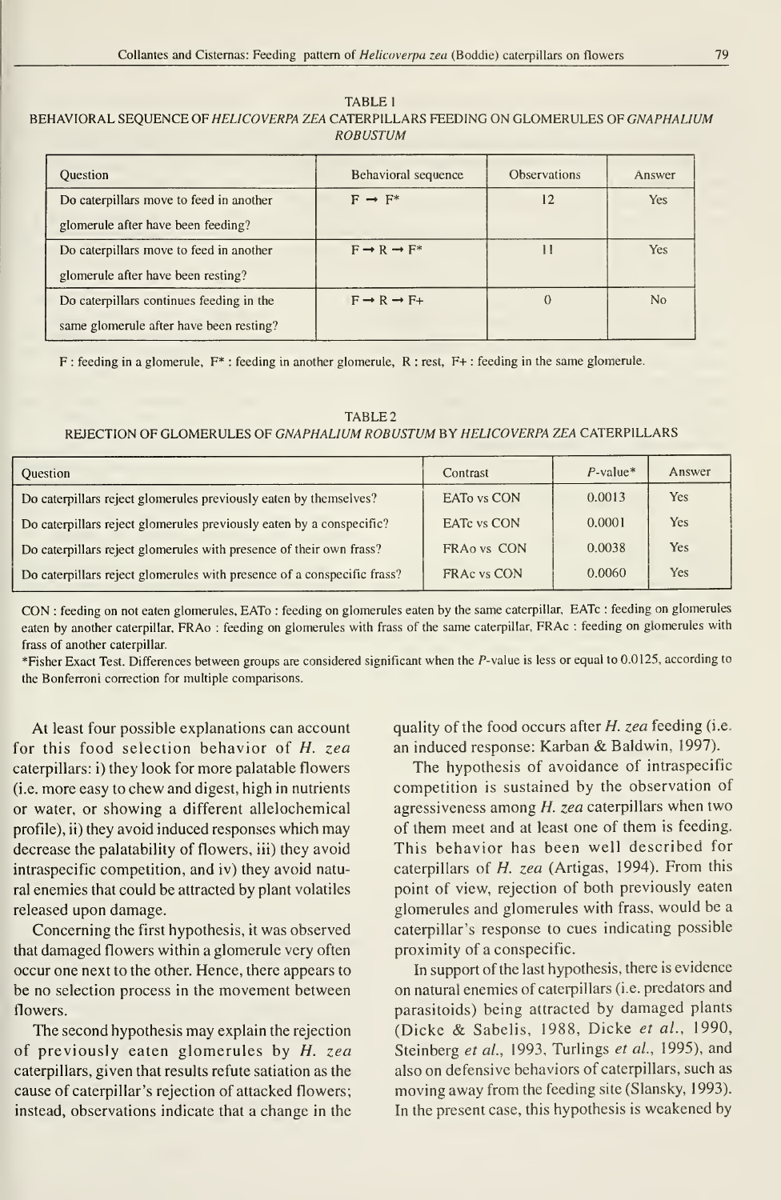TABLE 1

BEHAVIORAL SEQUENCE OF *HELICOVERPA ZEA* CATERPILLARS FEEDING ON GLOMERULES OF *GNAPHALIUM ROBUSTUM*

| Question | Behavioral sequence | Observations | Answer |
|---|---|---|---|
| Do caterpillars move to feed in another glomerule after have been feeding? | F → F* | 12 | Yes |
| Do caterpillars move to feed in another glomerule after have been resting? | F → R → F* | 11 | Yes |
| Do caterpillars continues feeding in the same glomerule after have been resting? | F → R → F+ | 0 | No |

F : feeding in a glomerule, F* : feeding in another glomerule, R : rest, F+ : feeding in the same glomerule.

TABLE 2

REJECTION OF GLOMERULES OF *GNAPHALIUM ROBUSTUM* BY *HELICOVERPA ZEA* CATERPILLARS

| Question | Contrast | *P*-value* | Answer |
|---|---|---|---|
| Do caterpillars reject glomerules previously eaten by themselves? | EATo vs CON | 0.0013 | Yes |
| Do caterpillars reject glomerules previously eaten by a conspecific? | EATc vs CON | 0.0001 | Yes |
| Do caterpillars reject glomerules with presence of their own frass? | FRAo vs CON | 0.0038 | Yes |
| Do caterpillars reject glomerules with presence of a conspecific frass? | FRAc vs CON | 0.0060 | Yes |

CON : feeding on not eaten glomerules, EATo : feeding on glomerules eaten by the same caterpillar, EATc : feeding on glomerules eaten by another caterpillar, FRAo : feeding on glomerules with frass of the same caterpillar, FRAc : feeding on glomerules with frass of another caterpillar.

*Fisher Exact Test. Differences between groups are considered significant when the *P*-value is less or equal to 0.0125, according to the Bonferroni correction for multiple comparisons.

At least four possible explanations can account for this food selection behavior of *H. zea* caterpillars: i) they look for more palatable flowers (i.e. more easy to chew and digest, high in nutrients or water, or showing a different allelochemical profile), ii) they avoid induced responses which may decrease the palatability of flowers, iii) they avoid intraspecific competition, and iv) they avoid natural enemies that could be attracted by plant volatiles released upon damage.

Concerning the first hypothesis, it was observed that damaged flowers within a glomerule very often occur one next to the other. Hence, there appears to be no selection process in the movement between flowers.

The second hypothesis may explain the rejection of previously eaten glomerules by *H. zea* caterpillars, given that results refute satiation as the cause of caterpillar's rejection of attacked flowers; instead, observations indicate that a change in the quality of the food occurs after *H. zea* feeding (i.e. an induced response: Karban & Baldwin, 1997).

The hypothesis of avoidance of intraspecific competition is sustained by the observation of agressiveness among *H. zea* caterpillars when two of them meet and at least one of them is feeding. This behavior has been well described for caterpillars of *H. zea* (Artigas, 1994). From this point of view, rejection of both previously eaten glomerules and glomerules with frass, would be a caterpillar's response to cues indicating possible proximity of a conspecific.

In support of the last hypothesis, there is evidence on natural enemies of caterpillars (i.e. predators and parasitoids) being attracted by damaged plants (Dicke & Sabelis, 1988, Dicke *et al.*, 1990, Steinberg *et al.*, 1993, Turlings *et al.*, 1995), and also on defensive behaviors of caterpillars, such as moving away from the feeding site (Slansky, 1993). In the present case, this hypothesis is weakened by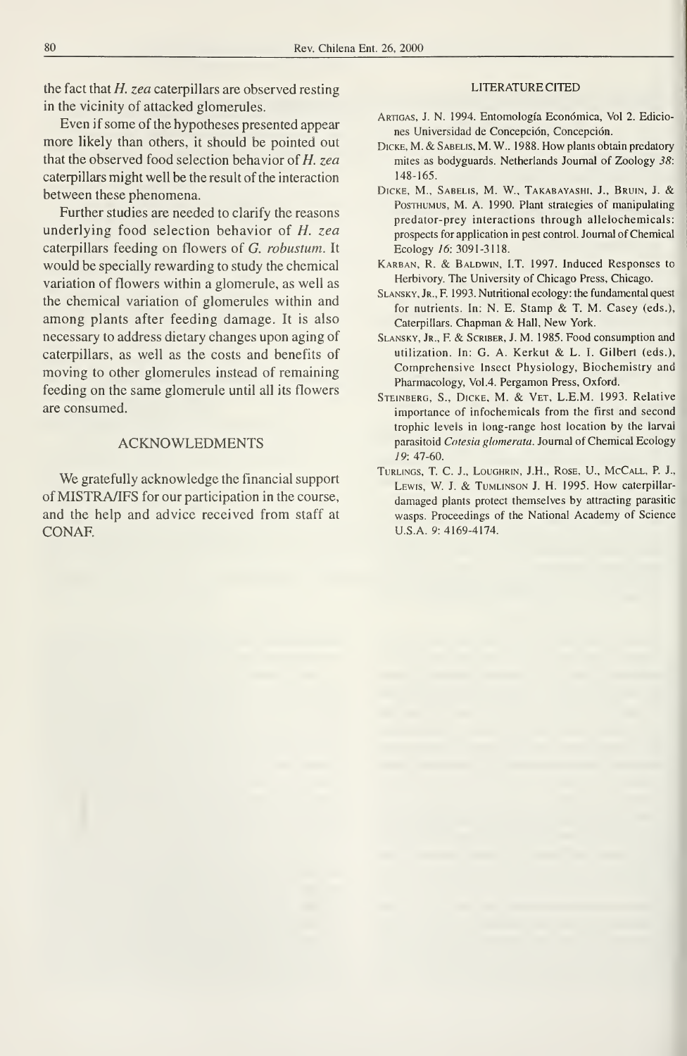the fact that *H. zea* caterpillars are observed resting in the vicinity of attacked glomerules.

Even if some of the hypotheses presented appear more likely than others, it should be pointed out that the observed food selection behavior of *H. zea* caterpillars might well be the result of the interaction between these phenomena.

Further studies are needed to clarify the reasons underlying food selection behavior of *H. zea* caterpillars feeding on flowers of *G. robustum*. It would be specially rewarding to study the chemical variation of flowers within a glomerule, as well as the chemical variation of glomerules within and among plants after feeding damage. It is also necessary to address dietary changes upon aging of caterpillars, as well as the costs and benefits of moving to other glomerules instead of remaining feeding on the same glomerule until all its flowers are consumed.

## ACKNOWLEDMENTS

We gratefully acknowledge the financial support of MISTRA/IFS for our participation in the course, and the help and advice received from staff at CONAF.

## LITERATURE CITED

Artigas, J. N. 1994. Entomología Económica, Vol 2. Ediciones Universidad de Concepción, Concepción.

Dicke, M. & Sabelis, M. W.. 1988. How plants obtain predatory mites as bodyguards. Netherlands Journal of Zoology *38*: 148-165.

Dicke, M., Sabelis, M. W., Takabayashi, J., Bruin, J. & Posthumus, M. A. 1990. Plant strategies of manipulating predator-prey interactions through allelochemicals: prospects for application in pest control. Journal of Chemical Ecology *16*: 3091-3118.

Karban, R. & Baldwin, I.T. 1997. Induced Responses to Herbivory. The University of Chicago Press, Chicago.

Slansky, Jr., F. 1993. Nutritional ecology: the fundamental quest for nutrients. In: N. E. Stamp & T. M. Casey (eds.), Caterpillars. Chapman & Hall, New York.

Slansky, Jr., F. & Scriber, J. M. 1985. Food consumption and utilization. In: G. A. Kerkut & L. I. Gilbert (eds.), Comprehensive Insect Physiology, Biochemistry and Pharmacology, Vol.4. Pergamon Press, Oxford.

Steinberg, S., Dicke, M. & Vet, L.E.M. 1993. Relative importance of infochemicals from the first and second trophic levels in long-range host location by the larval parasitoid *Cotesia glomerata*. Journal of Chemical Ecology *19*: 47-60.

Turlings, T. C. J., Loughrin, J.H., Rose, U., McCall, P. J., Lewis, W. J. & Tumlinson J. H. 1995. How caterpillar-damaged plants protect themselves by attracting parasitic wasps. Proceedings of the National Academy of Science U.S.A. *9*: 4169-4174.